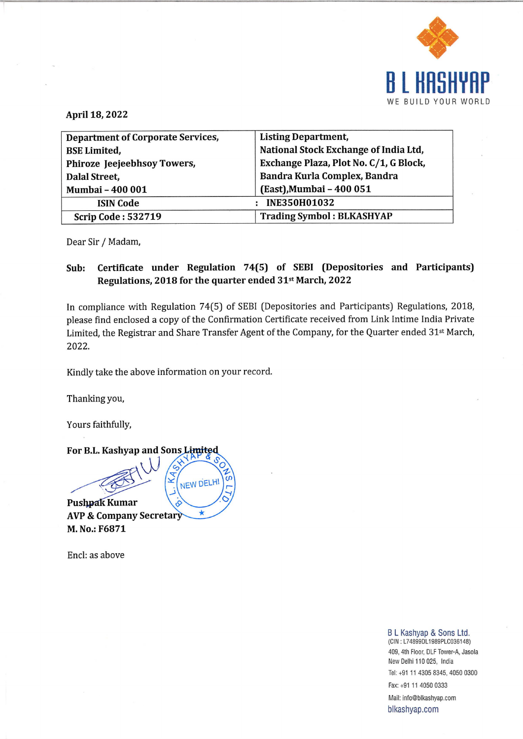B L KASHYAP
WE BUILD YOUR WORLD

April 18, 2022

| Department of Corporate Services,<br>BSE Limited,<br>Phiroze Jeejeebhsoy Towers,<br>Dalal Street,<br>Mumbai – 400 001 | Listing Department,<br>National Stock Exchange of India Ltd,<br>Exchange Plaza, Plot No. C/1, G Block,<br>Bandra Kurla Complex, Bandra<br>(East),Mumbai – 400 051 |
|---|---|
| ISIN Code | : INE350H01032 |
| Scrip Code : 532719 | Trading Symbol : BLKASHYAP |

Dear Sir / Madam,

**Sub: Certificate under Regulation 74(5) of SEBI (Depositories and Participants) Regulations, 2018 for the quarter ended 31st March, 2022**

In compliance with Regulation 74(5) of SEBI (Depositories and Participants) Regulations, 2018, please find enclosed a copy of the Confirmation Certificate received from Link Intime India Private Limited, the Registrar and Share Transfer Agent of the Company, for the Quarter ended 31st March, 2022.

Kindly take the above information on your record.

Thanking you,

Yours faithfully,

**For B.L. Kashyap and Sons Limited**

**Pushpak Kumar**
**AVP & Company Secretary**
**M. No.: F6871**

Encl: as above

B L Kashyap & Sons Ltd.
(CIN : L74899DL1989PLC036148)
409, 4th Floor, DLF Tower-A, Jasola
New Delhi 110 025, India
Tel: +91 11 4305 8345, 4050 0300
Fax: +91 11 4050 0333
Mail: info@blkashyap.com
blkashyap.com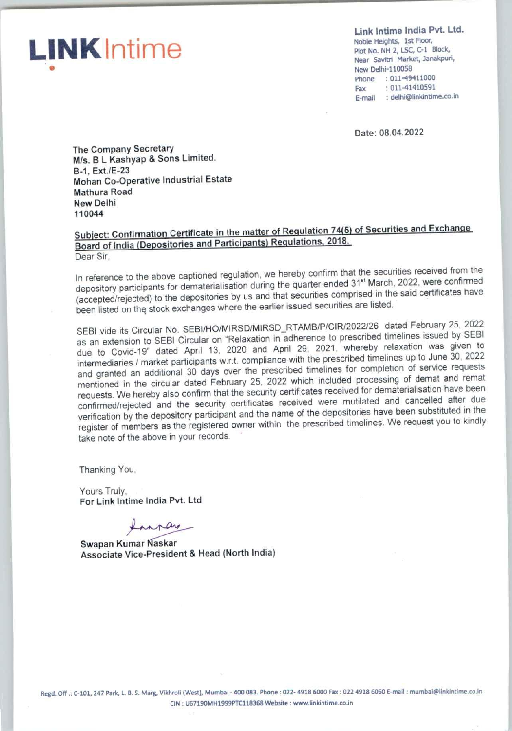**LINK** Intime

**Link Intime India Pvt. Ltd.**
Noble Heights, 1st Floor,
Plot No. NH 2, LSC, C-1 Block,
Near Savitri Market, Janakpuri,
New Delhi-110058
Phone : 011-49411000
Fax : 011-41410591
E-mail : delhi@linkintime.co.in

Date: 08.04.2022

The Company Secretary
M/s. B L Kashyap & Sons Limited.
B-1, Ext./E-23
Mohan Co-Operative Industrial Estate
Mathura Road
New Delhi
110044

**Subject: Confirmation Certificate in the matter of Regulation 74(5) of Securities and Exchange Board of India (Depositories and Participants) Regulations, 2018.**

Dear Sir,

In reference to the above captioned regulation, we hereby confirm that the securities received from the depository participants for dematerialisation during the quarter ended 31st March, 2022, were confirmed (accepted/rejected) to the depositories by us and that securities comprised in the said certificates have been listed on the stock exchanges where the earlier issued securities are listed.

SEBI vide its Circular No. SEBI/HO/MIRSD/MIRSD_RTAMB/P/CIR/2022/26 dated February 25, 2022 as an extension to SEBI Circular on "Relaxation in adherence to prescribed timelines issued by SEBI due to Covid-19" dated April 13, 2020 and April 29, 2021, whereby relaxation was given to intermediaries / market participants w.r.t. compliance with the prescribed timelines up to June 30, 2022 and granted an additional 30 days over the prescribed timelines for completion of service requests mentioned in the circular dated February 25, 2022 which included processing of demat and remat requests. We hereby also confirm that the security certificates received for dematerialisation have been confirmed/rejected and the security certificates received were mutilated and cancelled after due verification by the depository participant and the name of the depositories have been substituted in the register of members as the registered owner within the prescribed timelines. We request you to kindly take note of the above in your records.

Thanking You,

Yours Truly,
**For Link Intime India Pvt. Ltd**

**Swapan Kumar Naskar**
**Associate Vice-President & Head (North India)**

Regd. Off.: C-101, 247 Park, L. B. S. Marg, Vikhroli (West), Mumbai - 400 083. Phone : 022- 4918 6000 Fax : 022 4918 6060 E-mail : mumbai@linkintime.co.in
CIN : U67190MH1999PTC118368 Website : www.linkintime.co.in